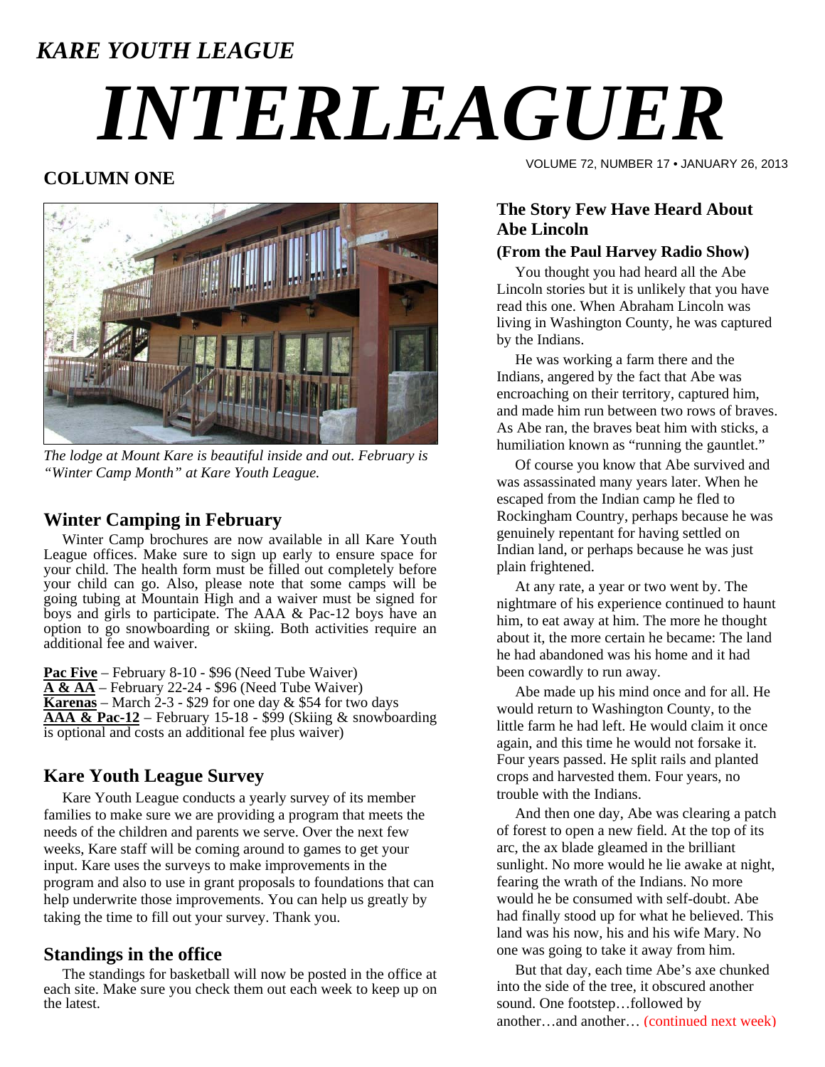*KARE YOUTH LEAGUE*

# *INTERLEAGUER*

VOLUME 72, NUMBER 17 • JANUARY 26, 2013

## COLUMN ONE

*The lodge at Mount Kare is beautiful inside and out. February is "Winter Camp Month" at Kare Youth League.*

### Winter Camping in February

Winter Camp brochures are now available in all Kare Youth League offices. Make sure to sign up early to ensure space for your child. The health form must be filled out completely before your child can go. Also, please note that some camps will be going tubing at Mountain High and a waiver must be signed for boys and girls to participate. The AAA & Pac-12 boys have an option to go snowboarding or skiing. Both activities require an additional fee and waiver.

**Pac Five** – February 8-10 - $96 (Need Tube Waiver)
**A & AA** – February 22-24 - $96 (Need Tube Waiver)
**Karenas** – March 2-3 - $29 for one day & $54 for two days
**AAA & Pac-12** – February 15-18 - $99 (Skiing & snowboarding is optional and costs an additional fee plus waiver)

### Kare Youth League Survey

Kare Youth League conducts a yearly survey of its member families to make sure we are providing a program that meets the needs of the children and parents we serve. Over the next few weeks, Kare staff will be coming around to games to get your input. Kare uses the surveys to make improvements in the program and also to use in grant proposals to foundations that can help underwrite those improvements. You can help us greatly by taking the time to fill out your survey. Thank you.

### Standings in the office

The standings for basketball will now be posted in the office at each site. Make sure you check them out each week to keep up on the latest.

### The Story Few Have Heard About Abe Lincoln

**(From the Paul Harvey Radio Show)**

You thought you had heard all the Abe Lincoln stories but it is unlikely that you have read this one. When Abraham Lincoln was living in Washington County, he was captured by the Indians.

He was working a farm there and the Indians, angered by the fact that Abe was encroaching on their territory, captured him, and made him run between two rows of braves. As Abe ran, the braves beat him with sticks, a humiliation known as "running the gauntlet."

Of course you know that Abe survived and was assassinated many years later. When he escaped from the Indian camp he fled to Rockingham Country, perhaps because he was genuinely repentant for having settled on Indian land, or perhaps because he was just plain frightened.

At any rate, a year or two went by. The nightmare of his experience continued to haunt him, to eat away at him. The more he thought about it, the more certain he became: The land he had abandoned was his home and it had been cowardly to run away.

Abe made up his mind once and for all. He would return to Washington County, to the little farm he had left. He would claim it once again, and this time he would not forsake it. Four years passed. He split rails and planted crops and harvested them. Four years, no trouble with the Indians.

And then one day, Abe was clearing a patch of forest to open a new field. At the top of its arc, the ax blade gleamed in the brilliant sunlight. No more would he lie awake at night, fearing the wrath of the Indians. No more would he be consumed with self-doubt. Abe had finally stood up for what he believed. This land was his now, his and his wife Mary. No one was going to take it away from him.

But that day, each time Abe's axe chunked into the side of the tree, it obscured another sound. One footstep…followed by another…and another… (continued next week)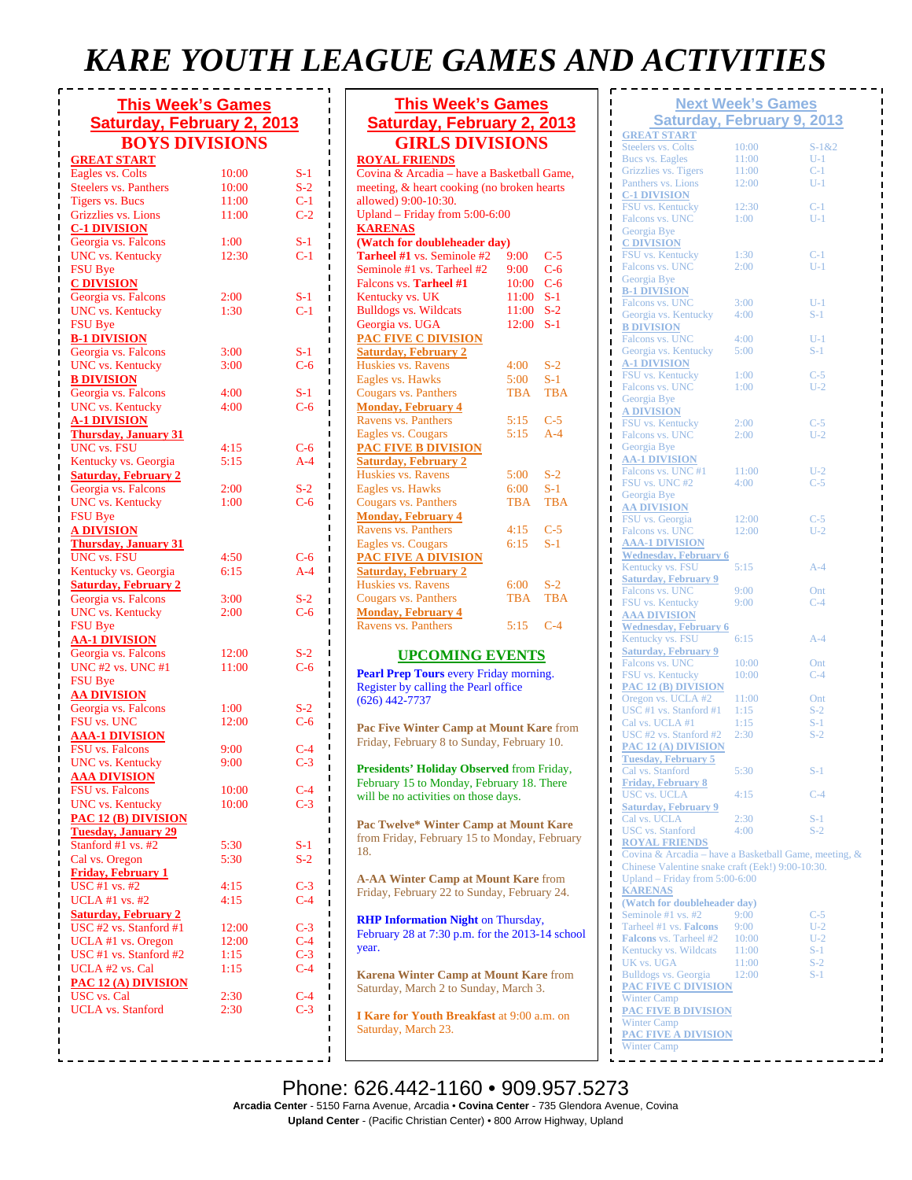# KARE YOUTH LEAGUE GAMES AND ACTIVITIES

## This Week's Games
## Saturday, February 2, 2013
## BOYS DIVISIONS

**GREAT START**

| | | |
|---|---|---|
| Eagles vs. Colts | 10:00 | S-1 |
| Steelers vs. Panthers | 10:00 | S-2 |
| Tigers vs. Bucs | 11:00 | C-1 |
| Grizzlies vs. Lions | 11:00 | C-2 |

**C-1 DIVISION**

| | | |
|---|---|---|
| Georgia vs. Falcons | 1:00 | S-1 |
| UNC vs. Kentucky | 12:30 | C-1 |
| FSU Bye | | |

**C DIVISION**

| | | |
|---|---|---|
| Georgia vs. Falcons | 2:00 | S-1 |
| UNC vs. Kentucky | 1:30 | C-1 |
| FSU Bye | | |

**B-1 DIVISION**

| | | |
|---|---|---|
| Georgia vs. Falcons | 3:00 | S-1 |
| UNC vs. Kentucky | 3:00 | C-6 |

**B DIVISION**

| | | |
|---|---|---|
| Georgia vs. Falcons | 4:00 | S-1 |
| UNC vs. Kentucky | 4:00 | C-6 |

**A-1 DIVISION**

**Thursday, January 31**

| | | |
|---|---|---|
| UNC vs. FSU | 4:15 | C-6 |
| Kentucky vs. Georgia | 5:15 | A-4 |

**Saturday, February 2**

| | | |
|---|---|---|
| Georgia vs. Falcons | 2:00 | S-2 |
| UNC vs. Kentucky | 1:00 | C-6 |
| FSU Bye | | |

**A DIVISION**

**Thursday, January 31**

| | | |
|---|---|---|
| UNC vs. FSU | 4:50 | C-6 |
| Kentucky vs. Georgia | 6:15 | A-4 |

**Saturday, February 2**

| | | |
|---|---|---|
| Georgia vs. Falcons | 3:00 | S-2 |
| UNC vs. Kentucky | 2:00 | C-6 |
| FSU Bye | | |

**AA-1 DIVISION**

| | | |
|---|---|---|
| Georgia vs. Falcons | 12:00 | S-2 |
| UNC #2 vs. UNC #1 | 11:00 | C-6 |
| FSU Bye | | |

**AA DIVISION**

| | | |
|---|---|---|
| Georgia vs. Falcons | 1:00 | S-2 |
| FSU vs. UNC | 12:00 | C-6 |

**AAA-1 DIVISION**

| | | |
|---|---|---|
| FSU vs. Falcons | 9:00 | C-4 |
| UNC vs. Kentucky | 9:00 | C-3 |

**AAA DIVISION**

| | | |
|---|---|---|
| FSU vs. Falcons | 10:00 | C-4 |
| UNC vs. Kentucky | 10:00 | C-3 |

**PAC 12 (B) DIVISION**

**Tuesday, January 29**

| | | |
|---|---|---|
| Stanford #1 vs. #2 | 5:30 | S-1 |
| Cal vs. Oregon | 5:30 | S-2 |

**Friday, February 1**

| | | |
|---|---|---|
| USC #1 vs. #2 | 4:15 | C-3 |
| UCLA #1 vs. #2 | 4:15 | C-4 |

**Saturday, February 2**

| | | |
|---|---|---|
| USC #2 vs. Stanford #1 | 12:00 | C-3 |
| UCLA #1 vs. Oregon | 12:00 | C-4 |
| USC #1 vs. Stanford #2 | 1:15 | C-3 |
| UCLA #2 vs. Cal | 1:15 | C-4 |

**PAC 12 (A) DIVISION**

| | | |
|---|---|---|
| USC vs. Cal | 2:30 | C-4 |
| UCLA vs. Stanford | 2:30 | C-3 |

## This Week's Games
## Saturday, February 2, 2013
## GIRLS DIVISIONS

**ROYAL FRIENDS**

Covina & Arcadia – have a Basketball Game, meeting, & heart cooking (no broken hearts allowed) 9:00-10:30.

Upland – Friday from 5:00-6:00

**KARENAS**

**(Watch for doubleheader day)**

| | | |
|---|---|---|
| **Tarheel #1** vs. Seminole #2 | 9:00 | C-5 |
| Seminole #1 vs. Tarheel #2 | 9:00 | C-6 |
| Falcons vs. **Tarheel #1** | 10:00 | C-6 |
| Kentucky vs. UK | 11:00 | S-1 |
| Bulldogs vs. Wildcats | 11:00 | S-2 |
| Georgia vs. UGA | 12:00 | S-1 |

**PAC FIVE C DIVISION**

**Saturday, February 2**

| | | |
|---|---|---|
| Huskies vs. Ravens | 4:00 | S-2 |
| Eagles vs. Hawks | 5:00 | S-1 |
| Cougars vs. Panthers | TBA | TBA |

**Monday, February 4**

| | | |
|---|---|---|
| Ravens vs. Panthers | 5:15 | C-5 |
| Eagles vs. Cougars | 5:15 | A-4 |

**PAC FIVE B DIVISION**

**Saturday, February 2**

| | | |
|---|---|---|
| Huskies vs. Ravens | 5:00 | S-2 |
| Eagles vs. Hawks | 6:00 | S-1 |
| Cougars vs. Panthers | TBA | TBA |

**Monday, February 4**

| | | |
|---|---|---|
| Ravens vs. Panthers | 4:15 | C-5 |
| Eagles vs. Cougars | 6:15 | S-1 |

**PAC FIVE A DIVISION**

**Saturday, February 2**

| | | |
|---|---|---|
| Huskies vs. Ravens | 6:00 | S-2 |
| Cougars vs. Panthers | TBA | TBA |

**Monday, February 4**

| | | |
|---|---|---|
| Ravens vs. Panthers | 5:15 | C-4 |

## UPCOMING EVENTS

**Pearl Prep Tours** every Friday morning. Register by calling the Pearl office (626) 442-7737

**Pac Five Winter Camp at Mount Kare** from Friday, February 8 to Sunday, February 10.

**Presidents' Holiday Observed** from Friday, February 15 to Monday, February 18. There will be no activities on those days.

**Pac Twelve\* Winter Camp at Mount Kare** from Friday, February 15 to Monday, February 18.

**A-AA Winter Camp at Mount Kare** from Friday, February 22 to Sunday, February 24.

**RHP Information Night** on Thursday, February 28 at 7:30 p.m. for the 2013-14 school year.

**Karena Winter Camp at Mount Kare** from Saturday, March 2 to Sunday, March 3.

**I Kare for Youth Breakfast** at 9:00 a.m. on Saturday, March 23.

## Next Week's Games
## Saturday, February 9, 2013

**GREAT START**

| | | |
|---|---|---|
| Steelers vs. Colts | 10:00 | S-1&2 |
| Bucs vs. Eagles | 11:00 | U-1 |
| Grizzlies vs. Tigers | 11:00 | C-1 |
| Panthers vs. Lions | 12:00 | U-1 |

**C-1 DIVISION**

| | | |
|---|---|---|
| FSU vs. Kentucky | 12:30 | C-1 |
| Falcons vs. UNC | 1:00 | U-1 |
| Georgia Bye | | |

**C DIVISION**

| | | |
|---|---|---|
| FSU vs. Kentucky | 1:30 | C-1 |
| Falcons vs. UNC | 2:00 | U-1 |
| Georgia Bye | | |

**B-1 DIVISION**

| | | |
|---|---|---|
| Falcons vs. UNC | 3:00 | U-1 |
| Georgia vs. Kentucky | 4:00 | S-1 |

**B DIVISION**

| | | |
|---|---|---|
| Falcons vs. UNC | 4:00 | U-1 |
| Georgia vs. Kentucky | 5:00 | S-1 |

**A-1 DIVISION**

| | | |
|---|---|---|
| FSU vs. Kentucky | 1:00 | C-5 |
| Falcons vs. UNC | 1:00 | U-2 |
| Georgia Bye | | |

**A DIVISION**

| | | |
|---|---|---|
| FSU vs. Kentucky | 2:00 | C-5 |
| Falcons vs. UNC | 2:00 | U-2 |
| Georgia Bye | | |

**AA-1 DIVISION**

| | | |
|---|---|---|
| Falcons vs. UNC #1 | 11:00 | U-2 |
| FSU vs. UNC #2 | 4:00 | C-5 |
| Georgia Bye | | |

**AA DIVISION**

| | | |
|---|---|---|
| FSU vs. Georgia | 12:00 | C-5 |
| Falcons vs. UNC | 12:00 | U-2 |

**AAA-1 DIVISION**

**Wednesday, February 6**

| | | |
|---|---|---|
| Kentucky vs. FSU | 5:15 | A-4 |

**Saturday, February 9**

| | | |
|---|---|---|
| Falcons vs. UNC | 9:00 | Ont |
| FSU vs. Kentucky | 9:00 | C-4 |

**AAA DIVISION**

**Wednesday, February 6**

| | | |
|---|---|---|
| Kentucky vs. FSU | 6:15 | A-4 |

**Saturday, February 9**

| | | |
|---|---|---|
| Falcons vs. UNC | 10:00 | Ont |
| FSU vs. Kentucky | 10:00 | C-4 |

**PAC 12 (B) DIVISION**

| | | |
|---|---|---|
| Oregon vs. UCLA #2 | 11:00 | Ont |
| USC #1 vs. Stanford #1 | 1:15 | S-2 |
| Cal vs. UCLA #1 | 1:15 | S-1 |
| USC #2 vs. Stanford #2 | 2:30 | S-2 |

**PAC 12 (A) DIVISION**

**Tuesday, February 5**

| | | |
|---|---|---|
| Cal vs. Stanford | 5:30 | S-1 |

**Friday, February 8**

| | | |
|---|---|---|
| USC vs. UCLA | 4:15 | C-4 |

**Saturday, February 9**

| | | |
|---|---|---|
| Cal vs. UCLA | 2:30 | S-1 |
| USC vs. Stanford | 4:00 | S-2 |

**ROYAL FRIENDS**

Covina & Arcadia – have a Basketball Game, meeting, & Chinese Valentine snake craft (Eek!) 9:00-10:30.

Upland – Friday from 5:00-6:00

**KARENAS**

**(Watch for doubleheader day)**

| | | |
|---|---|---|
| Seminole #1 vs. #2 | 9:00 | C-5 |
| Tarheel #1 vs. **Falcons** | 9:00 | U-2 |
| **Falcons** vs. Tarheel #2 | 10:00 | U-2 |
| Kentucky vs. Wildcats | 11:00 | S-1 |
| UK vs. UGA | 11:00 | S-2 |
| Bulldogs vs. Georgia | 12:00 | S-1 |

**PAC FIVE C DIVISION**

Winter Camp

**PAC FIVE B DIVISION**

Winter Camp

**PAC FIVE A DIVISION**

Winter Camp

Phone: 626.442-1160 • 909.957.5273

**Arcadia Center** - 5150 Farna Avenue, Arcadia • **Covina Center** - 735 Glendora Avenue, Covina

**Upland Center** - (Pacific Christian Center) • 800 Arrow Highway, Upland